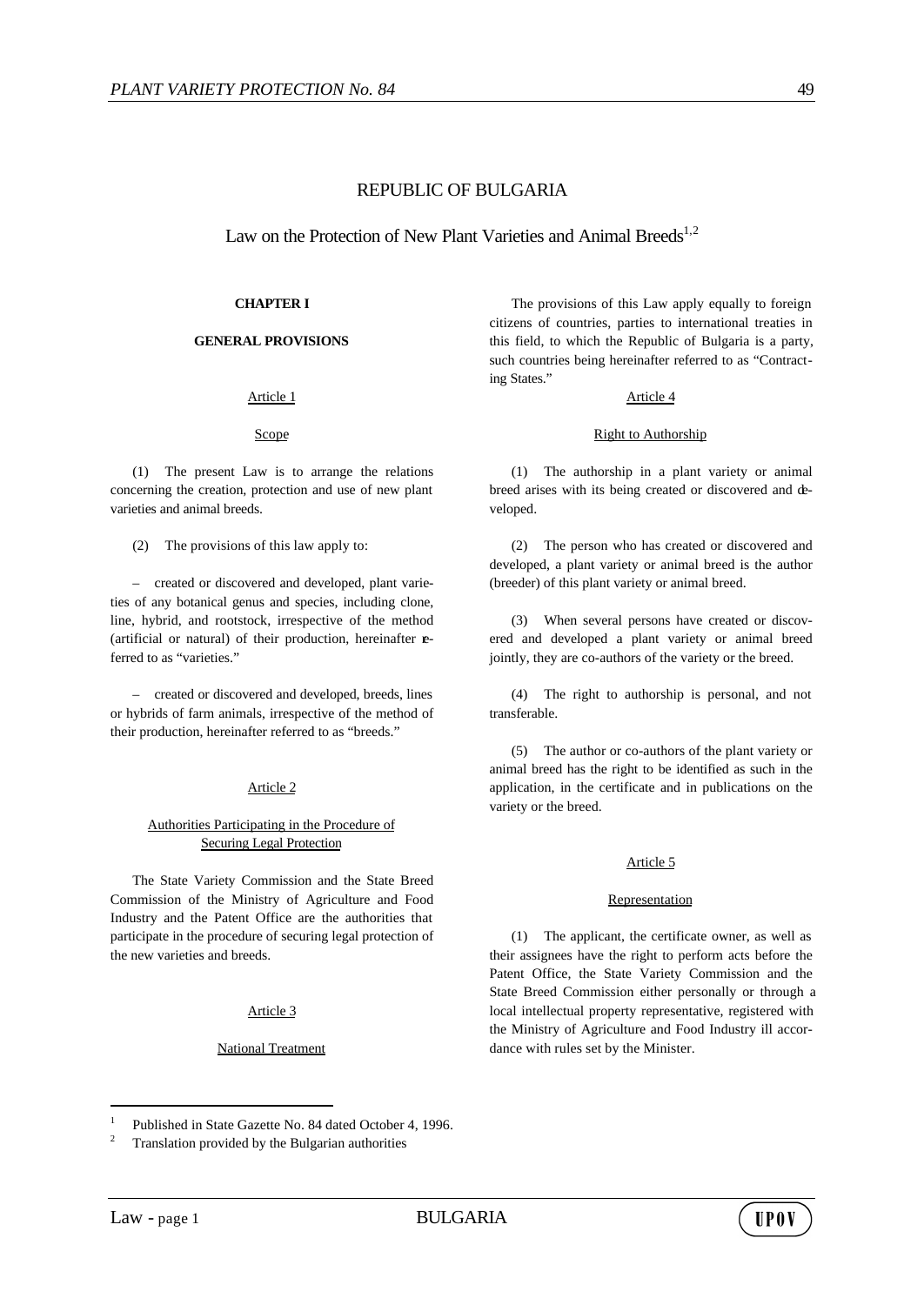# REPUBLIC OF BULGARIA

## Law on the Protection of New Plant Varieties and Animal Breeds[1,2]

### CHAPTER I

### GENERAL PROVISIONS

Article 1

Scope

(1) The present Law is to arrange the relations concerning the creation, protection and use of new plant varieties and animal breeds.

(2) The provisions of this law apply to:

– created or discovered and developed, plant varieties of any botanical genus and species, including clone, line, hybrid, and rootstock, irrespective of the method (artificial or natural) of their production, hereinafter referred to as "varieties."

– created or discovered and developed, breeds, lines or hybrids of farm animals, irrespective of the method of their production, hereinafter referred to as "breeds."

Article 2

Authorities Participating in the Procedure of Securing Legal Protection

The State Variety Commission and the State Breed Commission of the Ministry of Agriculture and Food Industry and the Patent Office are the authorities that participate in the procedure of securing legal protection of the new varieties and breeds.

Article 3

National Treatment

The provisions of this Law apply equally to foreign citizens of countries, parties to international treaties in this field, to which the Republic of Bulgaria is a party, such countries being hereinafter referred to as "Contracting States."

Article 4

Right to Authorship

(1) The authorship in a plant variety or animal breed arises with its being created or discovered and developed.

(2) The person who has created or discovered and developed, a plant variety or animal breed is the author (breeder) of this plant variety or animal breed.

(3) When several persons have created or discovered and developed a plant variety or animal breed jointly, they are co-authors of the variety or the breed.

(4) The right to authorship is personal, and not transferable.

(5) The author or co-authors of the plant variety or animal breed has the right to be identified as such in the application, in the certificate and in publications on the variety or the breed.

Article 5

Representation

(1) The applicant, the certificate owner, as well as their assignees have the right to perform acts before the Patent Office, the State Variety Commission and the State Breed Commission either personally or through a local intellectual property representative, registered with the Ministry of Agriculture and Food Industry ill accordance with rules set by the Minister.

---

[1] Published in State Gazette No. 84 dated October 4, 1996.

[2] Translation provided by the Bulgarian authorities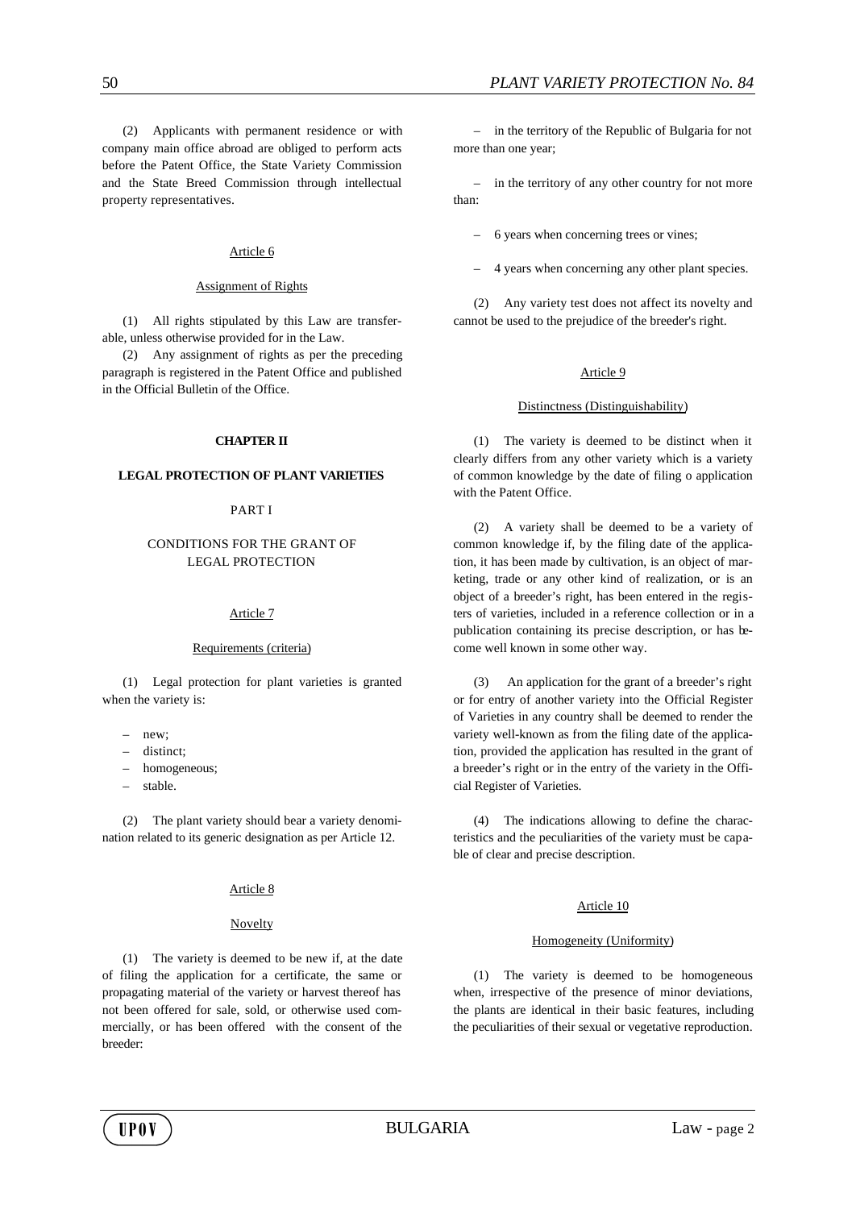(2) Applicants with permanent residence or with company main office abroad are obliged to perform acts before the Patent Office, the State Variety Commission and the State Breed Commission through intellectual property representatives.

Article 6

Assignment of Rights

(1) All rights stipulated by this Law are transferable, unless otherwise provided for in the Law.

(2) Any assignment of rights as per the preceding paragraph is registered in the Patent Office and published in the Official Bulletin of the Office.

## CHAPTER II

## LEGAL PROTECTION OF PLANT VARIETIES

### PART I

### CONDITIONS FOR THE GRANT OF LEGAL PROTECTION

Article 7

Requirements (criteria)

(1) Legal protection for plant varieties is granted when the variety is:

– new;
– distinct;
– homogeneous;
– stable.

(2) The plant variety should bear a variety denomination related to its generic designation as per Article 12.

Article 8

Novelty

(1) The variety is deemed to be new if, at the date of filing the application for a certificate, the same or propagating material of the variety or harvest thereof has not been offered for sale, sold, or otherwise used commercially, or has been offered with the consent of the breeder:

– in the territory of the Republic of Bulgaria for not more than one year;

– in the territory of any other country for not more than:

– 6 years when concerning trees or vines;

– 4 years when concerning any other plant species.

(2) Any variety test does not affect its novelty and cannot be used to the prejudice of the breeder's right.

Article 9

Distinctness (Distinguishability)

(1) The variety is deemed to be distinct when it clearly differs from any other variety which is a variety of common knowledge by the date of filing o application with the Patent Office.

(2) A variety shall be deemed to be a variety of common knowledge if, by the filing date of the application, it has been made by cultivation, is an object of marketing, trade or any other kind of realization, or is an object of a breeder's right, has been entered in the registers of varieties, included in a reference collection or in a publication containing its precise description, or has become well known in some other way.

(3) An application for the grant of a breeder's right or for entry of another variety into the Official Register of Varieties in any country shall be deemed to render the variety well-known as from the filing date of the application, provided the application has resulted in the grant of a breeder's right or in the entry of the variety in the Official Register of Varieties.

(4) The indications allowing to define the characteristics and the peculiarities of the variety must be capable of clear and precise description.

Article 10

Homogeneity (Uniformity)

(1) The variety is deemed to be homogeneous when, irrespective of the presence of minor deviations, the plants are identical in their basic features, including the peculiarities of their sexual or vegetative reproduction.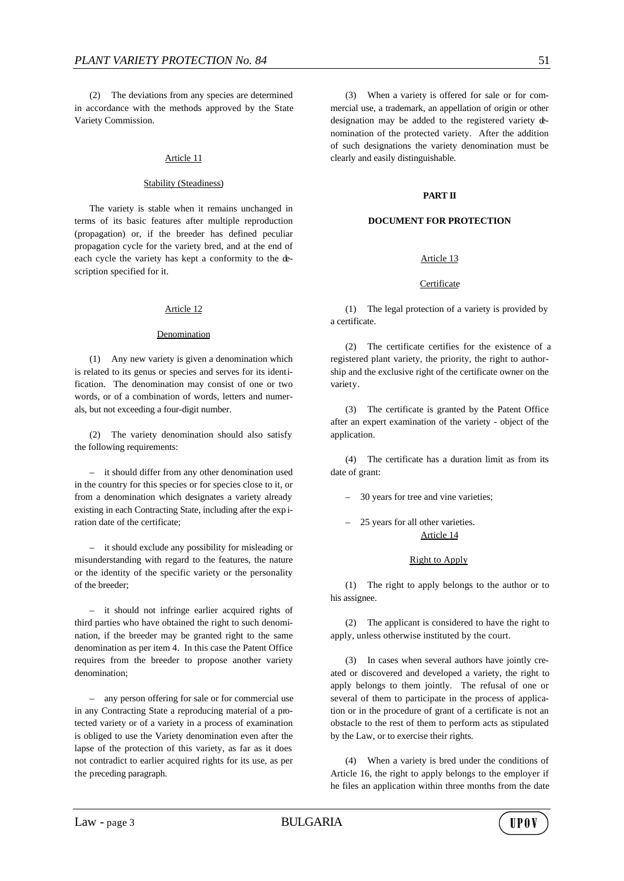(2) The deviations from any species are determined in accordance with the methods approved by the State Variety Commission.

Article 11

Stability (Steadiness)

The variety is stable when it remains unchanged in terms of its basic features after multiple reproduction (propagation) or, if the breeder has defined peculiar propagation cycle for the variety bred, and at the end of each cycle the variety has kept a conformity to the description specified for it.

Article 12

Denomination

(1) Any new variety is given a denomination which is related to its genus or species and serves for its identification. The denomination may consist of one or two words, or of a combination of words, letters and numerals, but not exceeding a four-digit number.

(2) The variety denomination should also satisfy the following requirements:

– it should differ from any other denomination used in the country for this species or for species close to it, or from a denomination which designates a variety already existing in each Contracting State, including after the expiration date of the certificate;

– it should exclude any possibility for misleading or misunderstanding with regard to the features, the nature or the identity of the specific variety or the personality of the breeder;

– it should not infringe earlier acquired rights of third parties who have obtained the right to such denomination, if the breeder may be granted right to the same denomination as per item 4. In this case the Patent Office requires from the breeder to propose another variety denomination;

– any person offering for sale or for commercial use in any Contracting State a reproducing material of a protected variety or of a variety in a process of examination is obliged to use the Variety denomination even after the lapse of the protection of this variety, as far as it does not contradict to earlier acquired rights for its use, as per the preceding paragraph.

(3) When a variety is offered for sale or for commercial use, a trademark, an appellation of origin or other designation may be added to the registered variety denomination of the protected variety. After the addition of such designations the variety denomination must be clearly and easily distinguishable.

**PART II**

**DOCUMENT FOR PROTECTION**

Article 13

Certificate

(1) The legal protection of a variety is provided by a certificate.

(2) The certificate certifies for the existence of a registered plant variety, the priority, the right to authorship and the exclusive right of the certificate owner on the variety.

(3) The certificate is granted by the Patent Office after an expert examination of the variety - object of the application.

(4) The certificate has a duration limit as from its date of grant:

– 30 years for tree and vine varieties;

– 25 years for all other varieties.

Article 14

Right to Apply

(1) The right to apply belongs to the author or to his assignee.

(2) The applicant is considered to have the right to apply, unless otherwise instituted by the court.

(3) In cases when several authors have jointly created or discovered and developed a variety, the right to apply belongs to them jointly. The refusal of one or several of them to participate in the process of application or in the procedure of grant of a certificate is not an obstacle to the rest of them to perform acts as stipulated by the Law, or to exercise their rights.

(4) When a variety is bred under the conditions of Article 16, the right to apply belongs to the employer if he files an application within three months from the date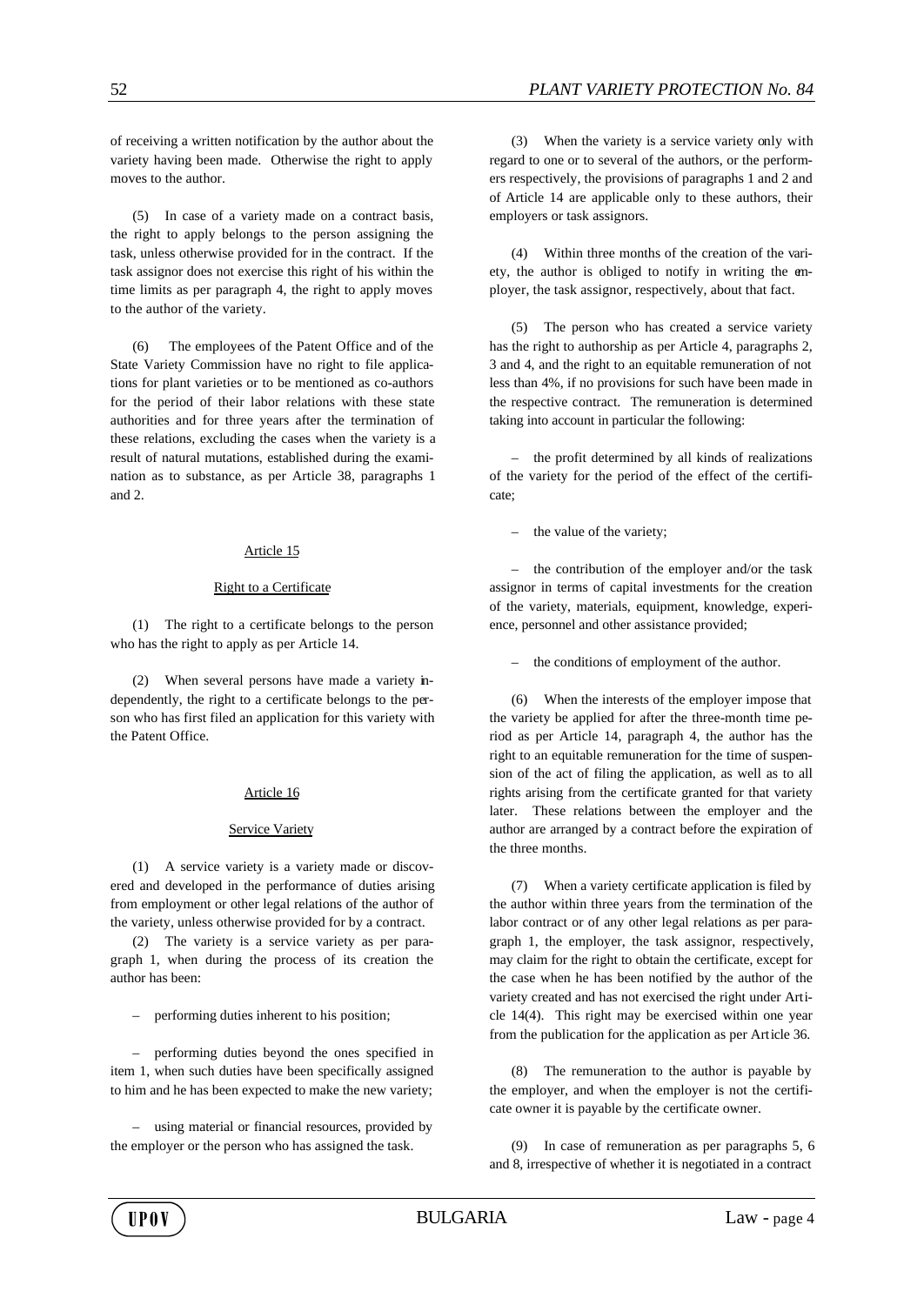of receiving a written notification by the author about the variety having been made. Otherwise the right to apply moves to the author.

(5) In case of a variety made on a contract basis, the right to apply belongs to the person assigning the task, unless otherwise provided for in the contract. If the task assignor does not exercise this right of his within the time limits as per paragraph 4, the right to apply moves to the author of the variety.

(6) The employees of the Patent Office and of the State Variety Commission have no right to file applications for plant varieties or to be mentioned as co-authors for the period of their labor relations with these state authorities and for three years after the termination of these relations, excluding the cases when the variety is a result of natural mutations, established during the examination as to substance, as per Article 38, paragraphs 1 and 2.

### Article 15

### Right to a Certificate

(1) The right to a certificate belongs to the person who has the right to apply as per Article 14.

(2) When several persons have made a variety independently, the right to a certificate belongs to the person who has first filed an application for this variety with the Patent Office.

### Article 16

### Service Variety

(1) A service variety is a variety made or discovered and developed in the performance of duties arising from employment or other legal relations of the author of the variety, unless otherwise provided for by a contract.

(2) The variety is a service variety as per paragraph 1, when during the process of its creation the author has been:

– performing duties inherent to his position;

– performing duties beyond the ones specified in item 1, when such duties have been specifically assigned to him and he has been expected to make the new variety;

– using material or financial resources, provided by the employer or the person who has assigned the task.

(3) When the variety is a service variety only with regard to one or to several of the authors, or the performers respectively, the provisions of paragraphs 1 and 2 and of Article 14 are applicable only to these authors, their employers or task assignors.

(4) Within three months of the creation of the variety, the author is obliged to notify in writing the employer, the task assignor, respectively, about that fact.

(5) The person who has created a service variety has the right to authorship as per Article 4, paragraphs 2, 3 and 4, and the right to an equitable remuneration of not less than 4%, if no provisions for such have been made in the respective contract. The remuneration is determined taking into account in particular the following:

– the profit determined by all kinds of realizations of the variety for the period of the effect of the certificate;

– the value of the variety;

– the contribution of the employer and/or the task assignor in terms of capital investments for the creation of the variety, materials, equipment, knowledge, experience, personnel and other assistance provided;

– the conditions of employment of the author.

(6) When the interests of the employer impose that the variety be applied for after the three-month time period as per Article 14, paragraph 4, the author has the right to an equitable remuneration for the time of suspension of the act of filing the application, as well as to all rights arising from the certificate granted for that variety later. These relations between the employer and the author are arranged by a contract before the expiration of the three months.

(7) When a variety certificate application is filed by the author within three years from the termination of the labor contract or of any other legal relations as per paragraph 1, the employer, the task assignor, respectively, may claim for the right to obtain the certificate, except for the case when he has been notified by the author of the variety created and has not exercised the right under Article 14(4). This right may be exercised within one year from the publication for the application as per Article 36.

(8) The remuneration to the author is payable by the employer, and when the employer is not the certificate owner it is payable by the certificate owner.

(9) In case of remuneration as per paragraphs 5, 6 and 8, irrespective of whether it is negotiated in a contract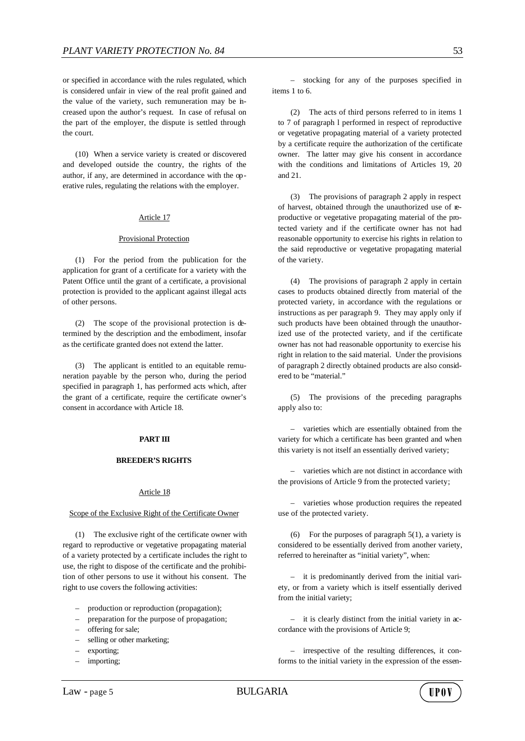or specified in accordance with the rules regulated, which is considered unfair in view of the real profit gained and the value of the variety, such remuneration may be increased upon the author's request. In case of refusal on the part of the employer, the dispute is settled through the court.

(10) When a service variety is created or discovered and developed outside the country, the rights of the author, if any, are determined in accordance with the operative rules, regulating the relations with the employer.

Article 17

Provisional Protection

(1) For the period from the publication for the application for grant of a certificate for a variety with the Patent Office until the grant of a certificate, a provisional protection is provided to the applicant against illegal acts of other persons.

(2) The scope of the provisional protection is determined by the description and the embodiment, insofar as the certificate granted does not extend the latter.

(3) The applicant is entitled to an equitable remuneration payable by the person who, during the period specified in paragraph 1, has performed acts which, after the grant of a certificate, require the certificate owner's consent in accordance with Article 18.

## PART III

## BREEDER'S RIGHTS

Article 18

Scope of the Exclusive Right of the Certificate Owner

(1) The exclusive right of the certificate owner with regard to reproductive or vegetative propagating material of a variety protected by a certificate includes the right to use, the right to dispose of the certificate and the prohibition of other persons to use it without his consent. The right to use covers the following activities:

– production or reproduction (propagation);
– preparation for the purpose of propagation;
– offering for sale;
– selling or other marketing;
– exporting;
– importing;
– stocking for any of the purposes specified in items 1 to 6.

(2) The acts of third persons referred to in items 1 to 7 of paragraph 1 performed in respect of reproductive or vegetative propagating material of a variety protected by a certificate require the authorization of the certificate owner. The latter may give his consent in accordance with the conditions and limitations of Articles 19, 20 and 21.

(3) The provisions of paragraph 2 apply in respect of harvest, obtained through the unauthorized use of reproductive or vegetative propagating material of the protected variety and if the certificate owner has not had reasonable opportunity to exercise his rights in relation to the said reproductive or vegetative propagating material of the variety.

(4) The provisions of paragraph 2 apply in certain cases to products obtained directly from material of the protected variety, in accordance with the regulations or instructions as per paragraph 9. They may apply only if such products have been obtained through the unauthorized use of the protected variety, and if the certificate owner has not had reasonable opportunity to exercise his right in relation to the said material. Under the provisions of paragraph 2 directly obtained products are also considered to be "material."

(5) The provisions of the preceding paragraphs apply also to:

– varieties which are essentially obtained from the variety for which a certificate has been granted and when this variety is not itself an essentially derived variety;

– varieties which are not distinct in accordance with the provisions of Article 9 from the protected variety;

– varieties whose production requires the repeated use of the protected variety.

(6) For the purposes of paragraph 5(1), a variety is considered to be essentially derived from another variety, referred to hereinafter as "initial variety", when:

– it is predominantly derived from the initial variety, or from a variety which is itself essentially derived from the initial variety;

– it is clearly distinct from the initial variety in accordance with the provisions of Article 9;

– irrespective of the resulting differences, it conforms to the initial variety in the expression of the essen-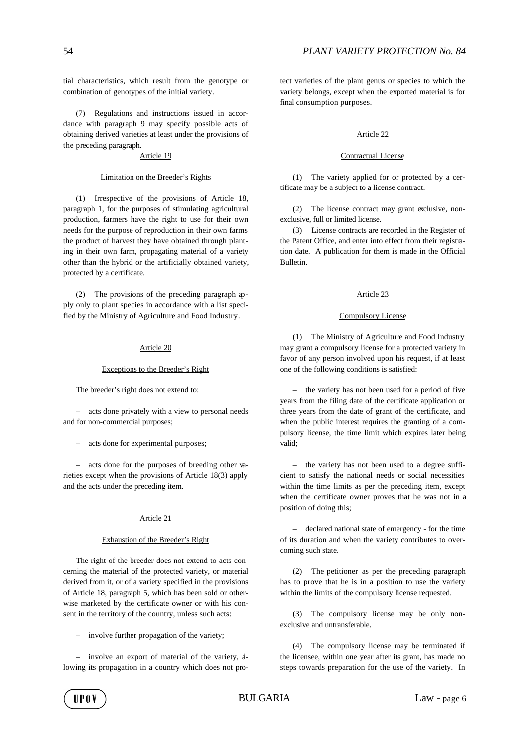tial characteristics, which result from the genotype or combination of genotypes of the initial variety.

(7) Regulations and instructions issued in accordance with paragraph 9 may specify possible acts of obtaining derived varieties at least under the provisions of the preceding paragraph.

### Article 19

### Limitation on the Breeder's Rights

(1) Irrespective of the provisions of Article 18, paragraph 1, for the purposes of stimulating agricultural production, farmers have the right to use for their own needs for the purpose of reproduction in their own farms the product of harvest they have obtained through planting in their own farm, propagating material of a variety other than the hybrid or the artificially obtained variety, protected by a certificate.

(2) The provisions of the preceding paragraph apply only to plant species in accordance with a list specified by the Ministry of Agriculture and Food Industry.

### Article 20

### Exceptions to the Breeder's Right

The breeder's right does not extend to:

– acts done privately with a view to personal needs and for non-commercial purposes;

– acts done for experimental purposes;

– acts done for the purposes of breeding other varieties except when the provisions of Article 18(3) apply and the acts under the preceding item.

### Article 21

### Exhaustion of the Breeder's Right

The right of the breeder does not extend to acts concerning the material of the protected variety, or material derived from it, or of a variety specified in the provisions of Article 18, paragraph 5, which has been sold or otherwise marketed by the certificate owner or with his consent in the territory of the country, unless such acts:

– involve further propagation of the variety;

– involve an export of material of the variety, allowing its propagation in a country which does not protect varieties of the plant genus or species to which the variety belongs, except when the exported material is for final consumption purposes.

### Article 22

### Contractual License

(1) The variety applied for or protected by a certificate may be a subject to a license contract.

(2) The license contract may grant exclusive, non-exclusive, full or limited license.

(3) License contracts are recorded in the Register of the Patent Office, and enter into effect from their registration date. A publication for them is made in the Official Bulletin.

### Article 23

### Compulsory License

(1) The Ministry of Agriculture and Food Industry may grant a compulsory license for a protected variety in favor of any person involved upon his request, if at least one of the following conditions is satisfied:

– the variety has not been used for a period of five years from the filing date of the certificate application or three years from the date of grant of the certificate, and when the public interest requires the granting of a compulsory license, the time limit which expires later being valid;

– the variety has not been used to a degree sufficient to satisfy the national needs or social necessities within the time limits as per the preceding item, except when the certificate owner proves that he was not in a position of doing this;

– declared national state of emergency - for the time of its duration and when the variety contributes to overcoming such state.

(2) The petitioner as per the preceding paragraph has to prove that he is in a position to use the variety within the limits of the compulsory license requested.

(3) The compulsory license may be only non-exclusive and untransferable.

(4) The compulsory license may be terminated if the licensee, within one year after its grant, has made no steps towards preparation for the use of the variety. In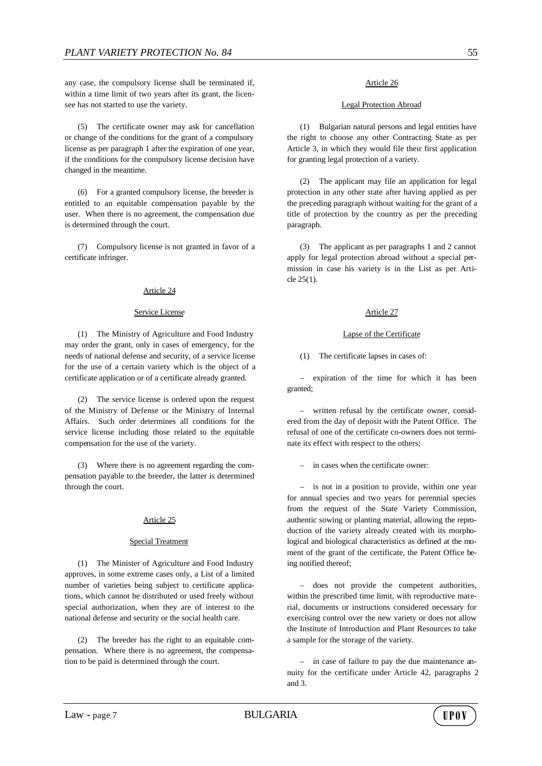any case, the compulsory license shall be terminated if, within a time limit of two years after its grant, the licensee has not started to use the variety.

(5) The certificate owner may ask for cancellation or change of the conditions for the grant of a compulsory license as per paragraph 1 after the expiration of one year, if the conditions for the compulsory license decision have changed in the meantime.

(6) For a granted compulsory license, the breeder is entitled to an equitable compensation payable by the user. When there is no agreement, the compensation due is determined through the court.

(7) Compulsory license is not granted in favor of a certificate infringer.

### Article 24

#### Service License

(1) The Ministry of Agriculture and Food Industry may order the grant, only in cases of emergency, for the needs of national defense and security, of a service license for the use of a certain variety which is the object of a certificate application or of a certificate already granted.

(2) The service license is ordered upon the request of the Ministry of Defense or the Ministry of Internal Affairs. Such order determines all conditions for the service license including those related to the equitable compensation for the use of the variety.

(3) Where there is no agreement regarding the compensation payable to the breeder, the latter is determined through the court.

### Article 25

#### Special Treatment

(1) The Minister of Agriculture and Food Industry approves, in some extreme cases only, a List of a limited number of varieties being subject to certificate applications, which cannot be distributed or used freely without special authorization, when they are of interest to the national defense and security or the social health care.

(2) The breeder has the right to an equitable compensation. Where there is no agreement, the compensation to be paid is determined through the court.

### Article 26

#### Legal Protection Abroad

(1) Bulgarian natural persons and legal entities have the right to choose any other Contracting State as per Article 3, in which they would file their first application for granting legal protection of a variety.

(2) The applicant may file an application for legal protection in any other state after having applied as per the preceding paragraph without waiting for the grant of a title of protection by the country as per the preceding paragraph.

(3) The applicant as per paragraphs 1 and 2 cannot apply for legal protection abroad without a special permission in case his variety is in the List as per Article 25(1).

### Article 27

#### Lapse of the Certificate

(1) The certificate lapses in cases of:

– expiration of the time for which it has been granted;

– written refusal by the certificate owner, considered from the day of deposit with the Patent Office. The refusal of one of the certificate co-owners does not terminate its effect with respect to the others;

– in cases when the certificate owner:

– is not in a position to provide, within one year for annual species and two years for perennial species from the request of the State Variety Commission, authentic sowing or planting material, allowing the reproduction of the variety already created with its morphological and biological characteristics as defined at the moment of the grant of the certificate, the Patent Office being notified thereof;

– does not provide the competent authorities, within the prescribed time limit, with reproductive material, documents or instructions considered necessary for exercising control over the new variety or does not allow the Institute of Introduction and Plant Resources to take a sample for the storage of the variety.

– in case of failure to pay the due maintenance annuity for the certificate under Article 42, paragraphs 2 and 3.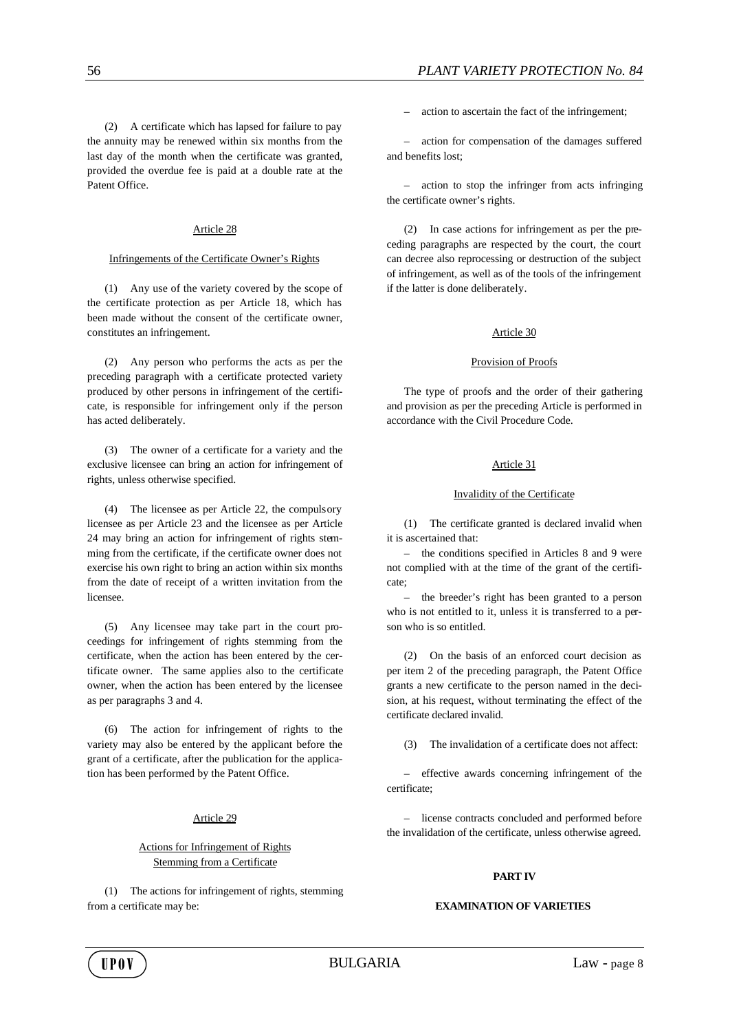(2) A certificate which has lapsed for failure to pay the annuity may be renewed within six months from the last day of the month when the certificate was granted, provided the overdue fee is paid at a double rate at the Patent Office.

### Article 28

#### Infringements of the Certificate Owner's Rights

(1) Any use of the variety covered by the scope of the certificate protection as per Article 18, which has been made without the consent of the certificate owner, constitutes an infringement.

(2) Any person who performs the acts as per the preceding paragraph with a certificate protected variety produced by other persons in infringement of the certificate, is responsible for infringement only if the person has acted deliberately.

(3) The owner of a certificate for a variety and the exclusive licensee can bring an action for infringement of rights, unless otherwise specified.

(4) The licensee as per Article 22, the compulsory licensee as per Article 23 and the licensee as per Article 24 may bring an action for infringement of rights stemming from the certificate, if the certificate owner does not exercise his own right to bring an action within six months from the date of receipt of a written invitation from the licensee.

(5) Any licensee may take part in the court proceedings for infringement of rights stemming from the certificate, when the action has been entered by the certificate owner. The same applies also to the certificate owner, when the action has been entered by the licensee as per paragraphs 3 and 4.

(6) The action for infringement of rights to the variety may also be entered by the applicant before the grant of a certificate, after the publication for the application has been performed by the Patent Office.

### Article 29

#### Actions for Infringement of Rights Stemming from a Certificate

(1) The actions for infringement of rights, stemming from a certificate may be:

– action to ascertain the fact of the infringement;

– action for compensation of the damages suffered and benefits lost;

– action to stop the infringer from acts infringing the certificate owner's rights.

(2) In case actions for infringement as per the preceding paragraphs are respected by the court, the court can decree also reprocessing or destruction of the subject of infringement, as well as of the tools of the infringement if the latter is done deliberately.

### Article 30

#### Provision of Proofs

The type of proofs and the order of their gathering and provision as per the preceding Article is performed in accordance with the Civil Procedure Code.

### Article 31

#### Invalidity of the Certificate

(1) The certificate granted is declared invalid when it is ascertained that:

– the conditions specified in Articles 8 and 9 were not complied with at the time of the grant of the certificate;

– the breeder's right has been granted to a person who is not entitled to it, unless it is transferred to a person who is so entitled.

(2) On the basis of an enforced court decision as per item 2 of the preceding paragraph, the Patent Office grants a new certificate to the person named in the decision, at his request, without terminating the effect of the certificate declared invalid.

(3) The invalidation of a certificate does not affect:

– effective awards concerning infringement of the certificate;

– license contracts concluded and performed before the invalidation of the certificate, unless otherwise agreed.

## PART IV

## EXAMINATION OF VARIETIES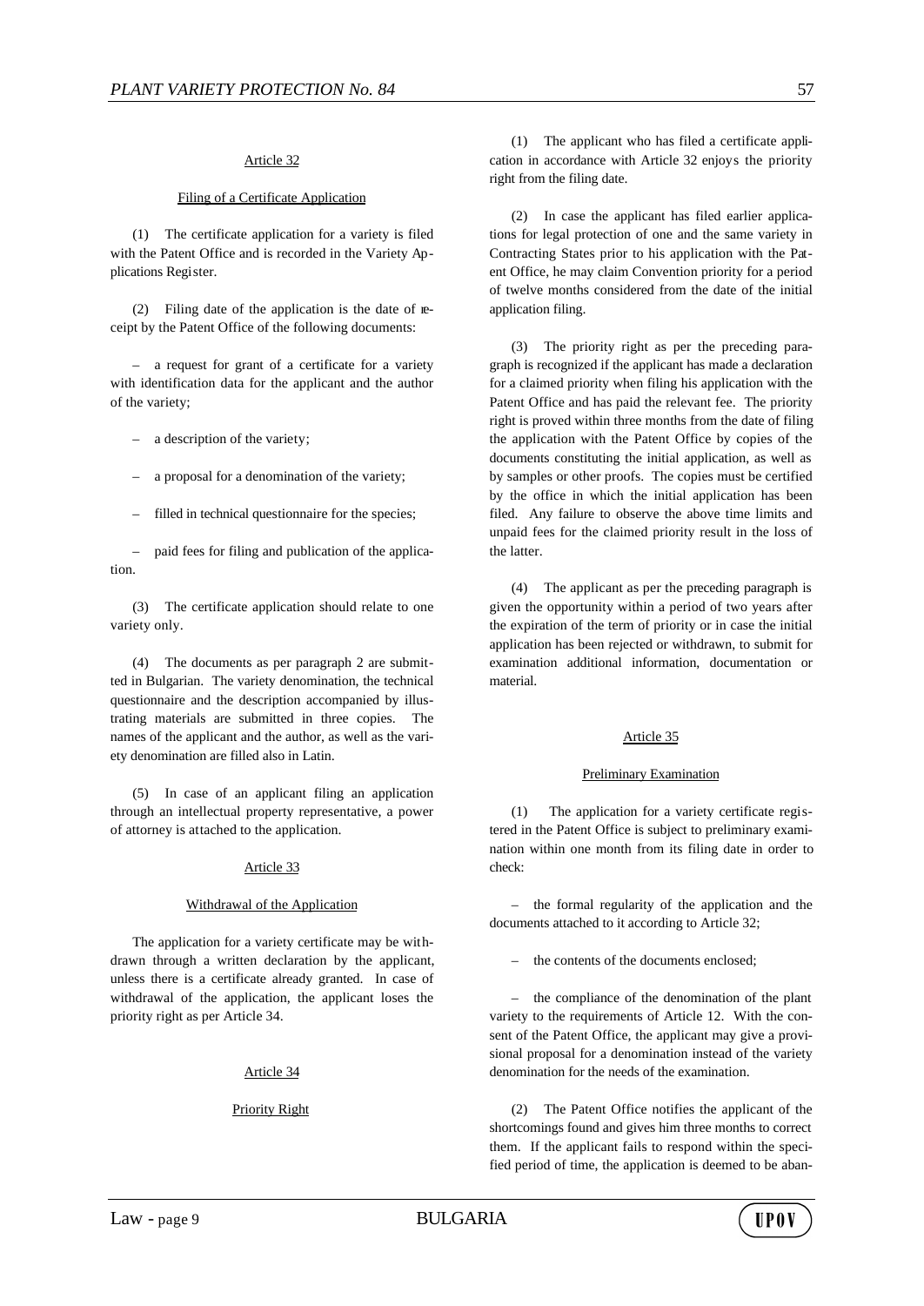Article 32

Filing of a Certificate Application

(1) The certificate application for a variety is filed with the Patent Office and is recorded in the Variety Applications Register.

(2) Filing date of the application is the date of receipt by the Patent Office of the following documents:

– a request for grant of a certificate for a variety with identification data for the applicant and the author of the variety;

– a description of the variety;

– a proposal for a denomination of the variety;

– filled in technical questionnaire for the species;

– paid fees for filing and publication of the application.

(3) The certificate application should relate to one variety only.

(4) The documents as per paragraph 2 are submitted in Bulgarian. The variety denomination, the technical questionnaire and the description accompanied by illustrating materials are submitted in three copies. The names of the applicant and the author, as well as the variety denomination are filled also in Latin.

(5) In case of an applicant filing an application through an intellectual property representative, a power of attorney is attached to the application.

Article 33

Withdrawal of the Application

The application for a variety certificate may be withdrawn through a written declaration by the applicant, unless there is a certificate already granted. In case of withdrawal of the application, the applicant loses the priority right as per Article 34.

Article 34

Priority Right

(1) The applicant who has filed a certificate application in accordance with Article 32 enjoys the priority right from the filing date.

(2) In case the applicant has filed earlier applications for legal protection of one and the same variety in Contracting States prior to his application with the Patent Office, he may claim Convention priority for a period of twelve months considered from the date of the initial application filing.

(3) The priority right as per the preceding paragraph is recognized if the applicant has made a declaration for a claimed priority when filing his application with the Patent Office and has paid the relevant fee. The priority right is proved within three months from the date of filing the application with the Patent Office by copies of the documents constituting the initial application, as well as by samples or other proofs. The copies must be certified by the office in which the initial application has been filed. Any failure to observe the above time limits and unpaid fees for the claimed priority result in the loss of the latter.

(4) The applicant as per the preceding paragraph is given the opportunity within a period of two years after the expiration of the term of priority or in case the initial application has been rejected or withdrawn, to submit for examination additional information, documentation or material.

Article 35

Preliminary Examination

(1) The application for a variety certificate registered in the Patent Office is subject to preliminary examination within one month from its filing date in order to check:

– the formal regularity of the application and the documents attached to it according to Article 32;

– the contents of the documents enclosed;

– the compliance of the denomination of the plant variety to the requirements of Article 12. With the consent of the Patent Office, the applicant may give a provisional proposal for a denomination instead of the variety denomination for the needs of the examination.

(2) The Patent Office notifies the applicant of the shortcomings found and gives him three months to correct them. If the applicant fails to respond within the specified period of time, the application is deemed to be aban-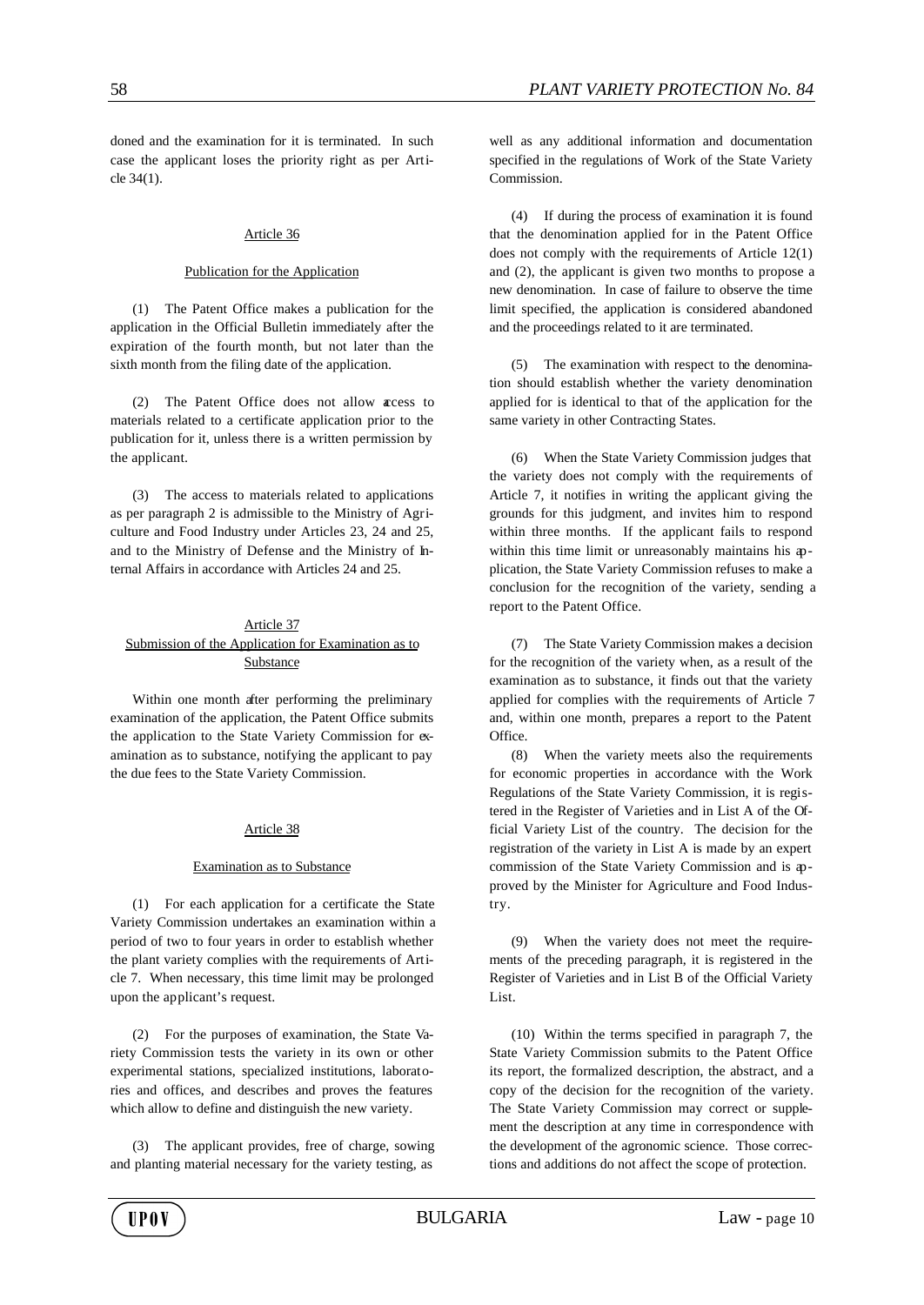doned and the examination for it is terminated. In such case the applicant loses the priority right as per Article 34(1).

### Article 36

#### Publication for the Application

(1) The Patent Office makes a publication for the application in the Official Bulletin immediately after the expiration of the fourth month, but not later than the sixth month from the filing date of the application.

(2) The Patent Office does not allow access to materials related to a certificate application prior to the publication for it, unless there is a written permission by the applicant.

(3) The access to materials related to applications as per paragraph 2 is admissible to the Ministry of Agriculture and Food Industry under Articles 23, 24 and 25, and to the Ministry of Defense and the Ministry of Internal Affairs in accordance with Articles 24 and 25.

### Article 37

#### Submission of the Application for Examination as to Substance

Within one month after performing the preliminary examination of the application, the Patent Office submits the application to the State Variety Commission for examination as to substance, notifying the applicant to pay the due fees to the State Variety Commission.

### Article 38

#### Examination as to Substance

(1) For each application for a certificate the State Variety Commission undertakes an examination within a period of two to four years in order to establish whether the plant variety complies with the requirements of Article 7. When necessary, this time limit may be prolonged upon the applicant's request.

(2) For the purposes of examination, the State Variety Commission tests the variety in its own or other experimental stations, specialized institutions, laboratories and offices, and describes and proves the features which allow to define and distinguish the new variety.

(3) The applicant provides, free of charge, sowing and planting material necessary for the variety testing, as well as any additional information and documentation specified in the regulations of Work of the State Variety Commission.

(4) If during the process of examination it is found that the denomination applied for in the Patent Office does not comply with the requirements of Article 12(1) and (2), the applicant is given two months to propose a new denomination. In case of failure to observe the time limit specified, the application is considered abandoned and the proceedings related to it are terminated.

(5) The examination with respect to the denomination should establish whether the variety denomination applied for is identical to that of the application for the same variety in other Contracting States.

(6) When the State Variety Commission judges that the variety does not comply with the requirements of Article 7, it notifies in writing the applicant giving the grounds for this judgment, and invites him to respond within three months. If the applicant fails to respond within this time limit or unreasonably maintains his application, the State Variety Commission refuses to make a conclusion for the recognition of the variety, sending a report to the Patent Office.

(7) The State Variety Commission makes a decision for the recognition of the variety when, as a result of the examination as to substance, it finds out that the variety applied for complies with the requirements of Article 7 and, within one month, prepares a report to the Patent Office.

(8) When the variety meets also the requirements for economic properties in accordance with the Work Regulations of the State Variety Commission, it is registered in the Register of Varieties and in List A of the Official Variety List of the country. The decision for the registration of the variety in List A is made by an expert commission of the State Variety Commission and is approved by the Minister for Agriculture and Food Industry.

(9) When the variety does not meet the requirements of the preceding paragraph, it is registered in the Register of Varieties and in List B of the Official Variety List.

(10) Within the terms specified in paragraph 7, the State Variety Commission submits to the Patent Office its report, the formalized description, the abstract, and a copy of the decision for the recognition of the variety. The State Variety Commission may correct or supplement the description at any time in correspondence with the development of the agronomic science. Those corrections and additions do not affect the scope of protection.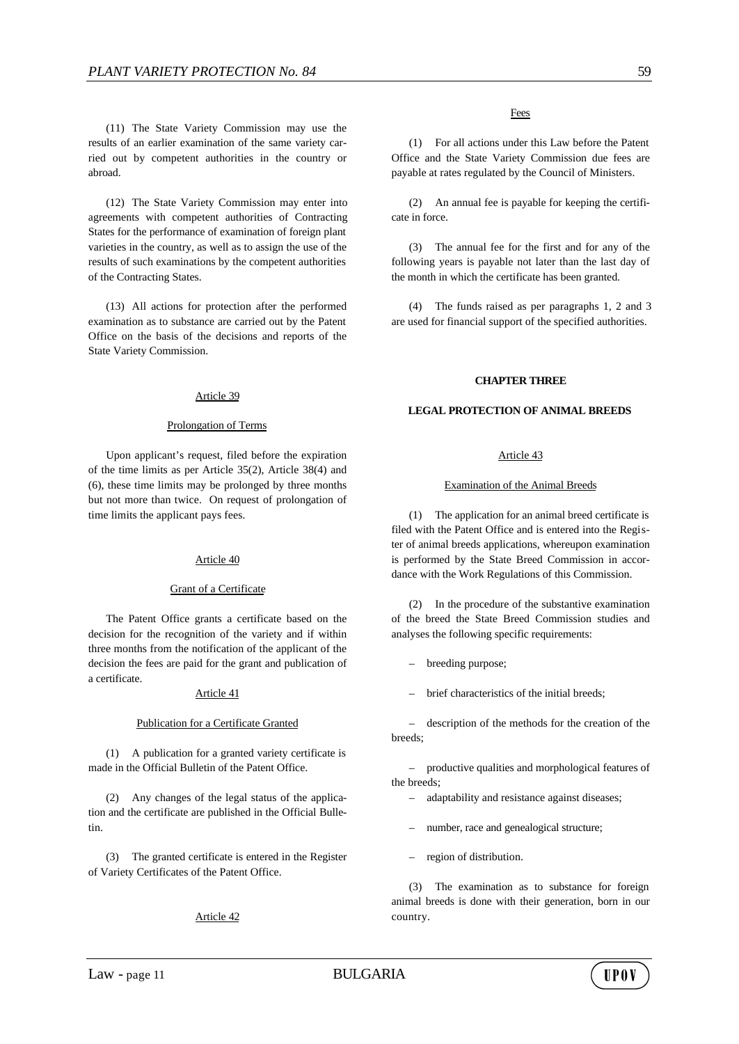(11) The State Variety Commission may use the results of an earlier examination of the same variety carried out by competent authorities in the country or abroad.

(12) The State Variety Commission may enter into agreements with competent authorities of Contracting States for the performance of examination of foreign plant varieties in the country, as well as to assign the use of the results of such examinations by the competent authorities of the Contracting States.

(13) All actions for protection after the performed examination as to substance are carried out by the Patent Office on the basis of the decisions and reports of the State Variety Commission.

Article 39

Prolongation of Terms

Upon applicant's request, filed before the expiration of the time limits as per Article 35(2), Article 38(4) and (6), these time limits may be prolonged by three months but not more than twice. On request of prolongation of time limits the applicant pays fees.

Article 40

Grant of a Certificate

The Patent Office grants a certificate based on the decision for the recognition of the variety and if within three months from the notification of the applicant of the decision the fees are paid for the grant and publication of a certificate.

Article 41

Publication for a Certificate Granted

(1) A publication for a granted variety certificate is made in the Official Bulletin of the Patent Office.

(2) Any changes of the legal status of the application and the certificate are published in the Official Bulletin.

(3) The granted certificate is entered in the Register of Variety Certificates of the Patent Office.

Article 42

Fees

(1) For all actions under this Law before the Patent Office and the State Variety Commission due fees are payable at rates regulated by the Council of Ministers.

(2) An annual fee is payable for keeping the certificate in force.

(3) The annual fee for the first and for any of the following years is payable not later than the last day of the month in which the certificate has been granted.

(4) The funds raised as per paragraphs 1, 2 and 3 are used for financial support of the specified authorities.

## CHAPTER THREE

## LEGAL PROTECTION OF ANIMAL BREEDS

Article 43

Examination of the Animal Breeds

(1) The application for an animal breed certificate is filed with the Patent Office and is entered into the Register of animal breeds applications, whereupon examination is performed by the State Breed Commission in accordance with the Work Regulations of this Commission.

(2) In the procedure of the substantive examination of the breed the State Breed Commission studies and analyses the following specific requirements:

– breeding purpose;

– brief characteristics of the initial breeds;

– description of the methods for the creation of the breeds;

– productive qualities and morphological features of the breeds;

– adaptability and resistance against diseases;

– number, race and genealogical structure;

– region of distribution.

(3) The examination as to substance for foreign animal breeds is done with their generation, born in our country.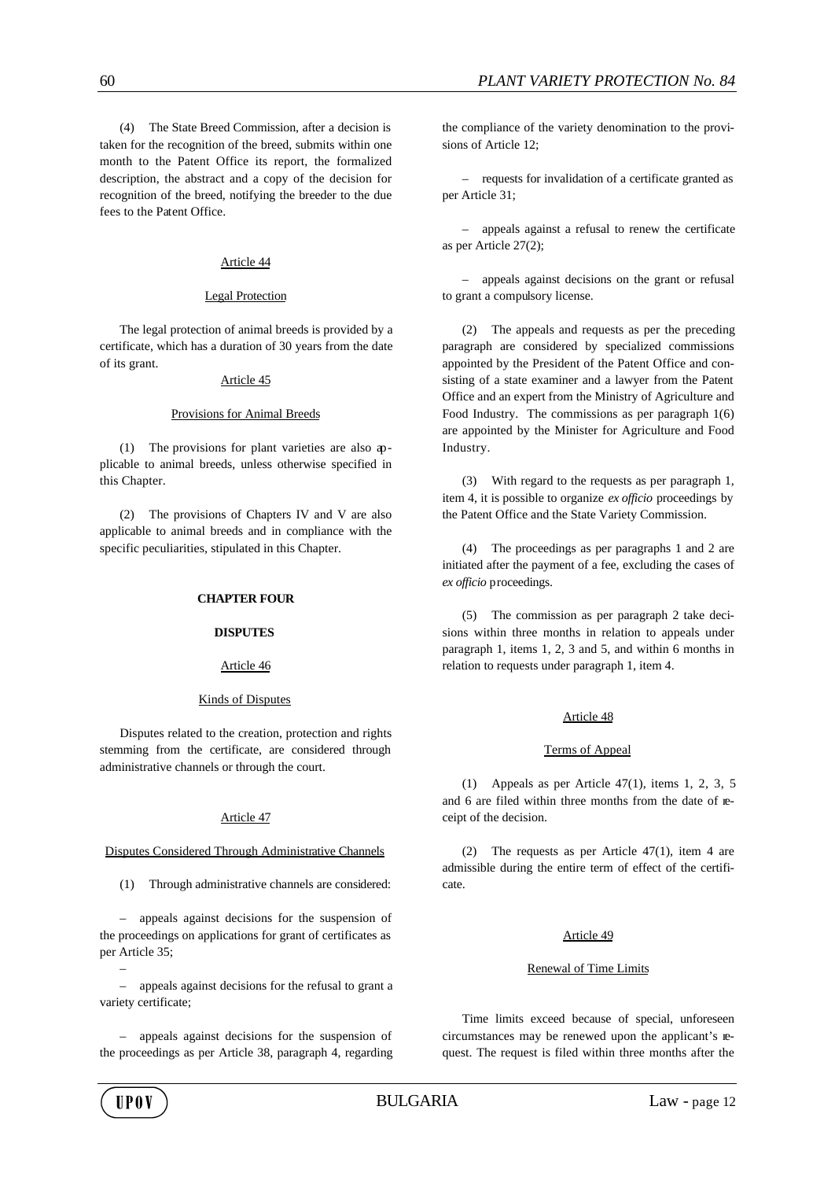(4) The State Breed Commission, after a decision is taken for the recognition of the breed, submits within one month to the Patent Office its report, the formalized description, the abstract and a copy of the decision for recognition of the breed, notifying the breeder to the due fees to the Patent Office.

Article 44

Legal Protection

The legal protection of animal breeds is provided by a certificate, which has a duration of 30 years from the date of its grant.

Article 45

Provisions for Animal Breeds

(1) The provisions for plant varieties are also applicable to animal breeds, unless otherwise specified in this Chapter.

(2) The provisions of Chapters IV and V are also applicable to animal breeds and in compliance with the specific peculiarities, stipulated in this Chapter.

## CHAPTER FOUR

## DISPUTES

Article 46

Kinds of Disputes

Disputes related to the creation, protection and rights stemming from the certificate, are considered through administrative channels or through the court.

Article 47

Disputes Considered Through Administrative Channels

(1) Through administrative channels are considered:

– appeals against decisions for the suspension of the proceedings on applications for grant of certificates as per Article 35;

–

– appeals against decisions for the refusal to grant a variety certificate;

– appeals against decisions for the suspension of the proceedings as per Article 38, paragraph 4, regarding the compliance of the variety denomination to the provisions of Article 12;

– requests for invalidation of a certificate granted as per Article 31;

– appeals against a refusal to renew the certificate as per Article 27(2);

– appeals against decisions on the grant or refusal to grant a compulsory license.

(2) The appeals and requests as per the preceding paragraph are considered by specialized commissions appointed by the President of the Patent Office and consisting of a state examiner and a lawyer from the Patent Office and an expert from the Ministry of Agriculture and Food Industry. The commissions as per paragraph 1(6) are appointed by the Minister for Agriculture and Food Industry.

(3) With regard to the requests as per paragraph 1, item 4, it is possible to organize *ex officio* proceedings by the Patent Office and the State Variety Commission.

(4) The proceedings as per paragraphs 1 and 2 are initiated after the payment of a fee, excluding the cases of *ex officio* proceedings.

(5) The commission as per paragraph 2 take decisions within three months in relation to appeals under paragraph 1, items 1, 2, 3 and 5, and within 6 months in relation to requests under paragraph 1, item 4.

Article 48

Terms of Appeal

(1) Appeals as per Article 47(1), items 1, 2, 3, 5 and 6 are filed within three months from the date of receipt of the decision.

(2) The requests as per Article 47(1), item 4 are admissible during the entire term of effect of the certificate.

Article 49

Renewal of Time Limits

Time limits exceed because of special, unforeseen circumstances may be renewed upon the applicant's request. The request is filed within three months after the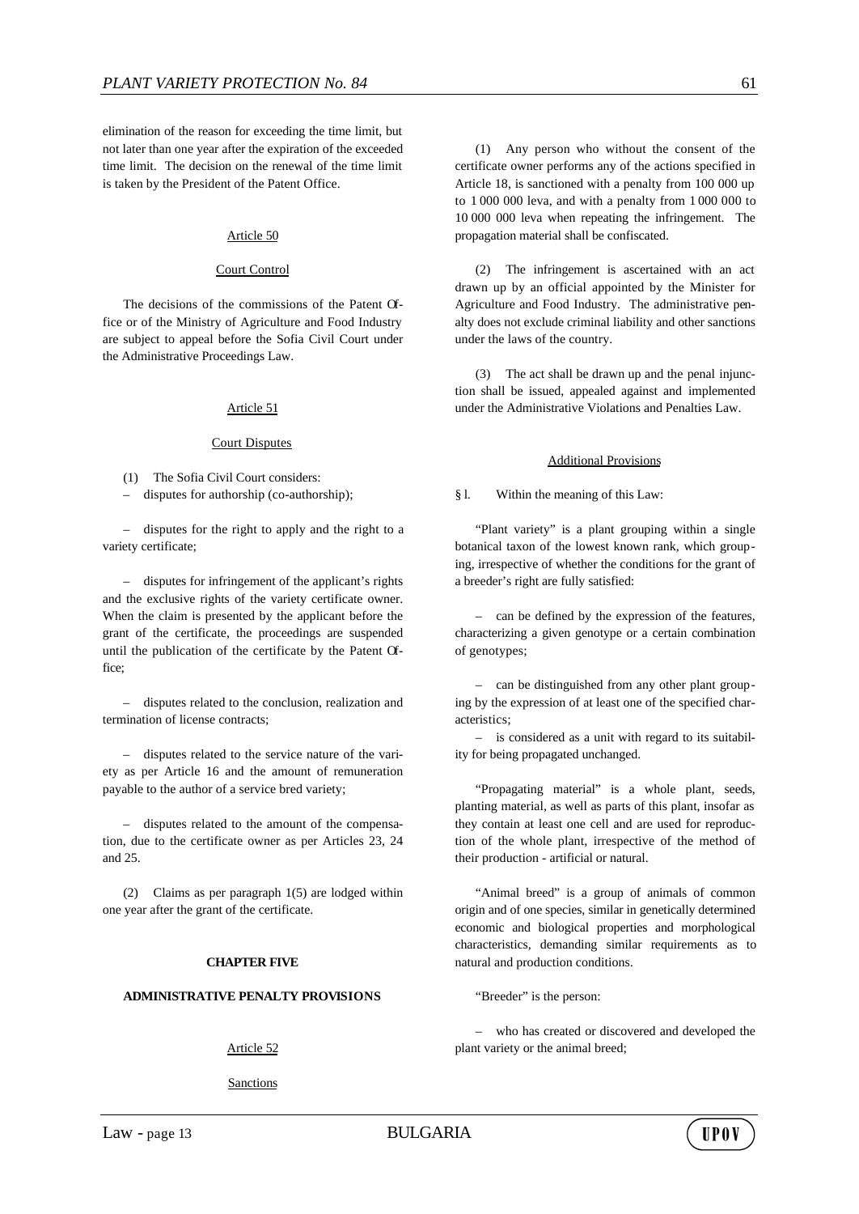elimination of the reason for exceeding the time limit, but not later than one year after the expiration of the exceeded time limit. The decision on the renewal of the time limit is taken by the President of the Patent Office.

Article 50

Court Control

The decisions of the commissions of the Patent Office or of the Ministry of Agriculture and Food Industry are subject to appeal before the Sofia Civil Court under the Administrative Proceedings Law.

Article 51

Court Disputes

(1) The Sofia Civil Court considers:

– disputes for authorship (co-authorship);

– disputes for the right to apply and the right to a variety certificate;

– disputes for infringement of the applicant's rights and the exclusive rights of the variety certificate owner. When the claim is presented by the applicant before the grant of the certificate, the proceedings are suspended until the publication of the certificate by the Patent Office;

– disputes related to the conclusion, realization and termination of license contracts;

– disputes related to the service nature of the variety as per Article 16 and the amount of remuneration payable to the author of a service bred variety;

– disputes related to the amount of the compensation, due to the certificate owner as per Articles 23, 24 and 25.

(2) Claims as per paragraph 1(5) are lodged within one year after the grant of the certificate.

**CHAPTER FIVE**

**ADMINISTRATIVE PENALTY PROVISIONS**

Article 52

Sanctions

(1) Any person who without the consent of the certificate owner performs any of the actions specified in Article 18, is sanctioned with a penalty from 100 000 up to 1 000 000 leva, and with a penalty from 1 000 000 to 10 000 000 leva when repeating the infringement. The propagation material shall be confiscated.

(2) The infringement is ascertained with an act drawn up by an official appointed by the Minister for Agriculture and Food Industry. The administrative penalty does not exclude criminal liability and other sanctions under the laws of the country.

(3) The act shall be drawn up and the penal injunction shall be issued, appealed against and implemented under the Administrative Violations and Penalties Law.

Additional Provisions

§ l. Within the meaning of this Law:

"Plant variety" is a plant grouping within a single botanical taxon of the lowest known rank, which grouping, irrespective of whether the conditions for the grant of a breeder's right are fully satisfied:

– can be defined by the expression of the features, characterizing a given genotype or a certain combination of genotypes;

– can be distinguished from any other plant grouping by the expression of at least one of the specified characteristics;

– is considered as a unit with regard to its suitability for being propagated unchanged.

"Propagating material" is a whole plant, seeds, planting material, as well as parts of this plant, insofar as they contain at least one cell and are used for reproduction of the whole plant, irrespective of the method of their production - artificial or natural.

"Animal breed" is a group of animals of common origin and of one species, similar in genetically determined economic and biological properties and morphological characteristics, demanding similar requirements as to natural and production conditions.

"Breeder" is the person:

– who has created or discovered and developed the plant variety or the animal breed;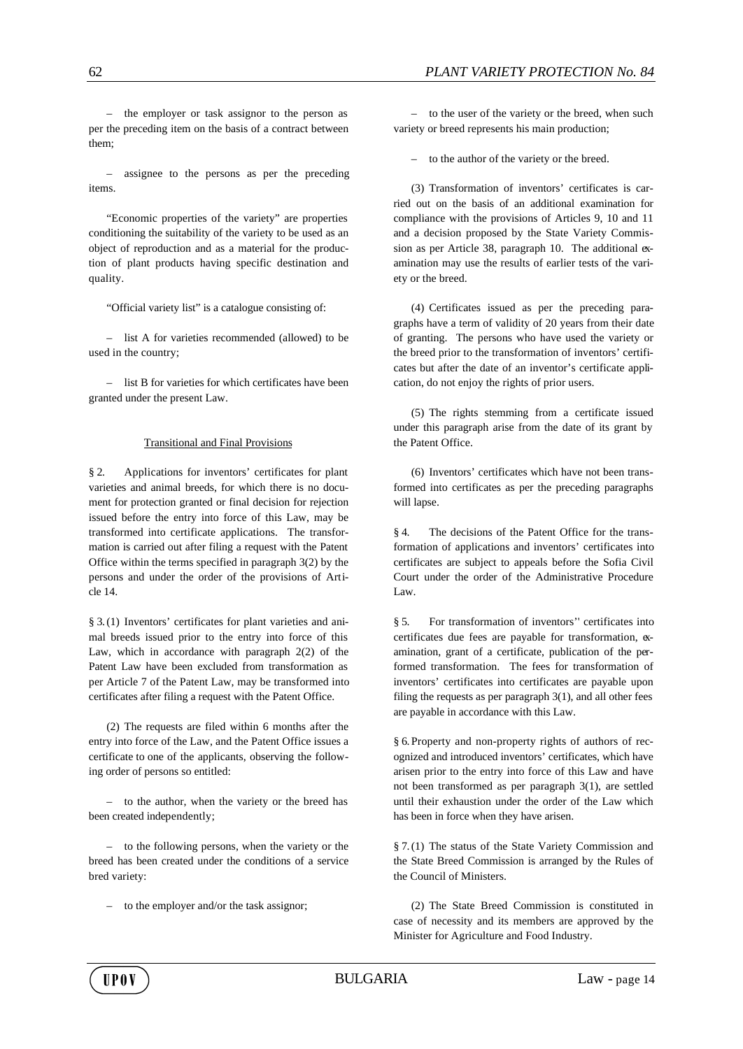– the employer or task assignor to the person as per the preceding item on the basis of a contract between them;

– assignee to the persons as per the preceding items.

"Economic properties of the variety" are properties conditioning the suitability of the variety to be used as an object of reproduction and as a material for the production of plant products having specific destination and quality.

"Official variety list" is a catalogue consisting of:

– list A for varieties recommended (allowed) to be used in the country;

– list B for varieties for which certificates have been granted under the present Law.

## Transitional and Final Provisions

§ 2. Applications for inventors' certificates for plant varieties and animal breeds, for which there is no document for protection granted or final decision for rejection issued before the entry into force of this Law, may be transformed into certificate applications. The transformation is carried out after filing a request with the Patent Office within the terms specified in paragraph 3(2) by the persons and under the order of the provisions of Article 14.

§ 3. (1) Inventors' certificates for plant varieties and animal breeds issued prior to the entry into force of this Law, which in accordance with paragraph 2(2) of the Patent Law have been excluded from transformation as per Article 7 of the Patent Law, may be transformed into certificates after filing a request with the Patent Office.

(2) The requests are filed within 6 months after the entry into force of the Law, and the Patent Office issues a certificate to one of the applicants, observing the following order of persons so entitled:

– to the author, when the variety or the breed has been created independently;

– to the following persons, when the variety or the breed has been created under the conditions of a service bred variety:

– to the employer and/or the task assignor;

– to the user of the variety or the breed, when such variety or breed represents his main production;

– to the author of the variety or the breed.

(3) Transformation of inventors' certificates is carried out on the basis of an additional examination for compliance with the provisions of Articles 9, 10 and 11 and a decision proposed by the State Variety Commission as per Article 38, paragraph 10. The additional examination may use the results of earlier tests of the variety or the breed.

(4) Certificates issued as per the preceding paragraphs have a term of validity of 20 years from their date of granting. The persons who have used the variety or the breed prior to the transformation of inventors' certificates but after the date of an inventor's certificate application, do not enjoy the rights of prior users.

(5) The rights stemming from a certificate issued under this paragraph arise from the date of its grant by the Patent Office.

(6) Inventors' certificates which have not been transformed into certificates as per the preceding paragraphs will lapse.

§ 4. The decisions of the Patent Office for the transformation of applications and inventors' certificates into certificates are subject to appeals before the Sofia Civil Court under the order of the Administrative Procedure Law.

§ 5. For transformation of inventors'' certificates into certificates due fees are payable for transformation, examination, grant of a certificate, publication of the performed transformation. The fees for transformation of inventors' certificates into certificates are payable upon filing the requests as per paragraph 3(1), and all other fees are payable in accordance with this Law.

§ 6. Property and non-property rights of authors of recognized and introduced inventors' certificates, which have arisen prior to the entry into force of this Law and have not been transformed as per paragraph 3(1), are settled until their exhaustion under the order of the Law which has been in force when they have arisen.

§ 7. (1) The status of the State Variety Commission and the State Breed Commission is arranged by the Rules of the Council of Ministers.

(2) The State Breed Commission is constituted in case of necessity and its members are approved by the Minister for Agriculture and Food Industry.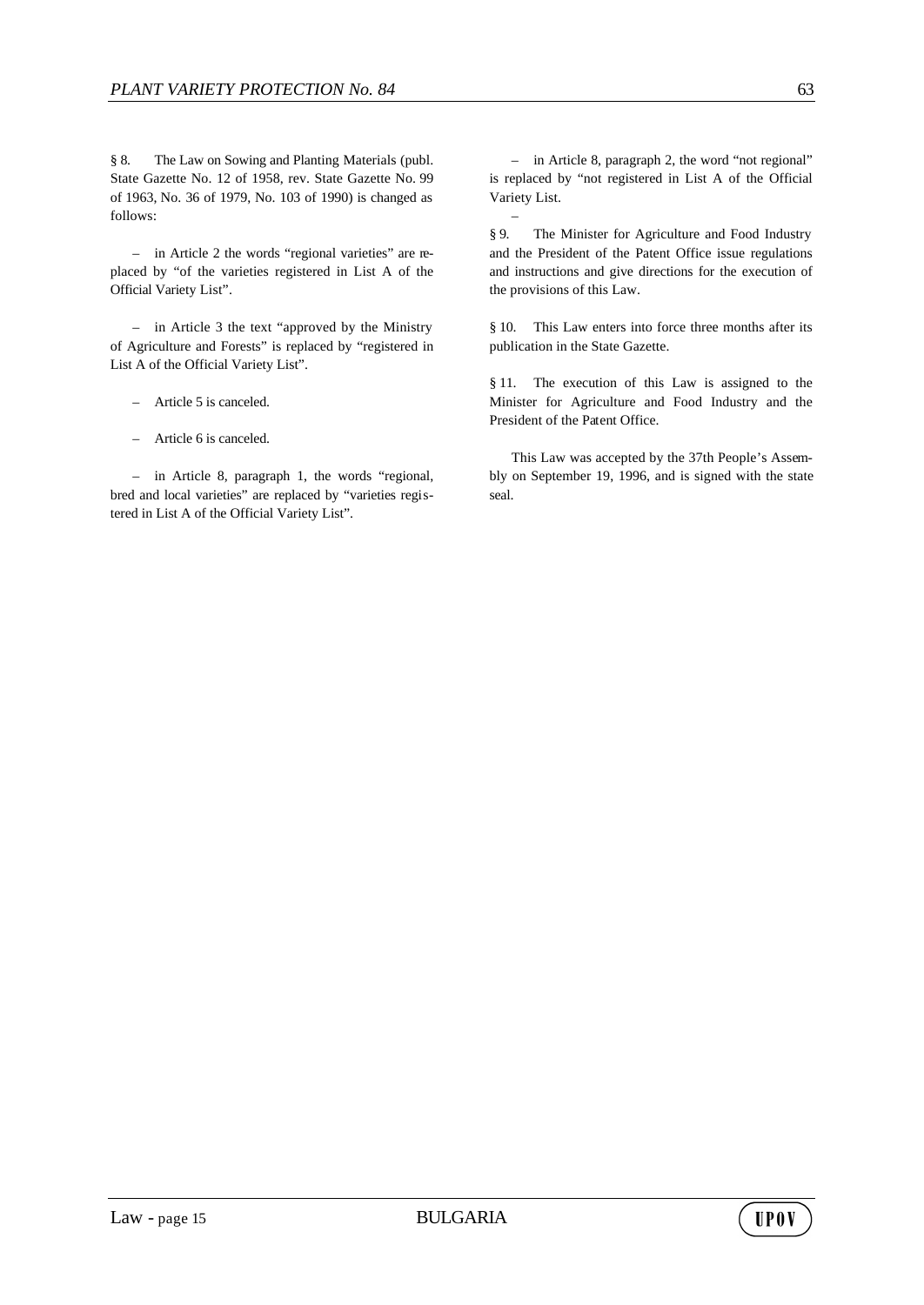§ 8. The Law on Sowing and Planting Materials (publ. State Gazette No. 12 of 1958, rev. State Gazette No. 99 of 1963, No. 36 of 1979, No. 103 of 1990) is changed as follows:

– in Article 2 the words “regional varieties” are replaced by “of the varieties registered in List A of the Official Variety List”.

– in Article 3 the text “approved by the Ministry of Agriculture and Forests” is replaced by “registered in List A of the Official Variety List”.

– Article 5 is canceled.

– Article 6 is canceled.

– in Article 8, paragraph 1, the words “regional, bred and local varieties” are replaced by “varieties registered in List A of the Official Variety List”.

– in Article 8, paragraph 2, the word “not regional” is replaced by “not registered in List A of the Official Variety List.

–

§ 9. The Minister for Agriculture and Food Industry and the President of the Patent Office issue regulations and instructions and give directions for the execution of the provisions of this Law.

§ 10. This Law enters into force three months after its publication in the State Gazette.

§ 11. The execution of this Law is assigned to the Minister for Agriculture and Food Industry and the President of the Patent Office.

This Law was accepted by the 37th People’s Assembly on September 19, 1996, and is signed with the state seal.